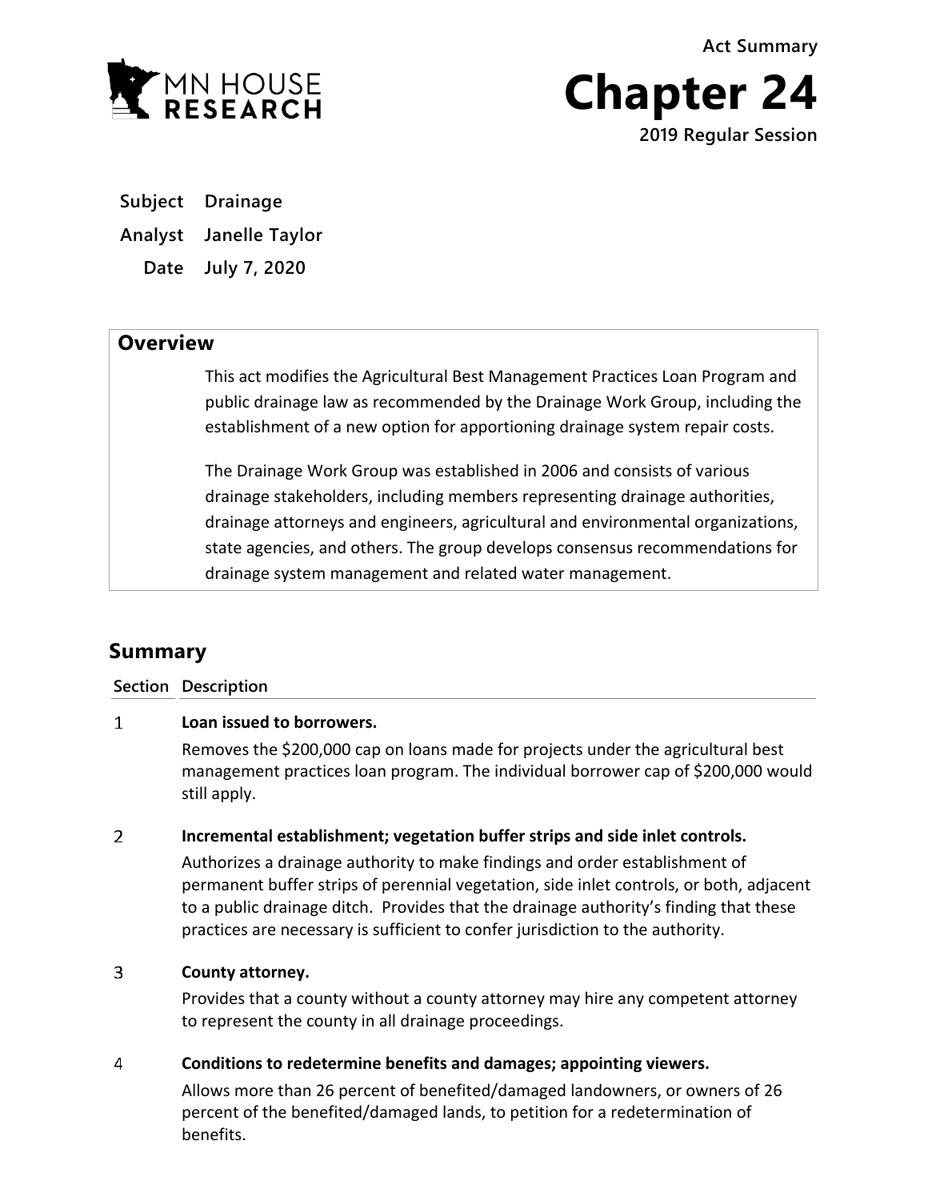Act Summary

# Chapter 24

2019 Regular Session

MN HOUSE RESEARCH

**Subject** Drainage

**Analyst** Janelle Taylor

**Date** July 7, 2020

## Overview

This act modifies the Agricultural Best Management Practices Loan Program and public drainage law as recommended by the Drainage Work Group, including the establishment of a new option for apportioning drainage system repair costs.

The Drainage Work Group was established in 2006 and consists of various drainage stakeholders, including members representing drainage authorities, drainage attorneys and engineers, agricultural and environmental organizations, state agencies, and others. The group develops consensus recommendations for drainage system management and related water management.

## Summary

| Section | Description |
|---|---|
| 1 | **Loan issued to borrowers.**<br>Removes the $200,000 cap on loans made for projects under the agricultural best management practices loan program. The individual borrower cap of $200,000 would still apply. |
| 2 | **Incremental establishment; vegetation buffer strips and side inlet controls.**<br>Authorizes a drainage authority to make findings and order establishment of permanent buffer strips of perennial vegetation, side inlet controls, or both, adjacent to a public drainage ditch. Provides that the drainage authority's finding that these practices are necessary is sufficient to confer jurisdiction to the authority. |
| 3 | **County attorney.**<br>Provides that a county without a county attorney may hire any competent attorney to represent the county in all drainage proceedings. |
| 4 | **Conditions to redetermine benefits and damages; appointing viewers.**<br>Allows more than 26 percent of benefited/damaged landowners, or owners of 26 percent of the benefited/damaged lands, to petition for a redetermination of benefits. |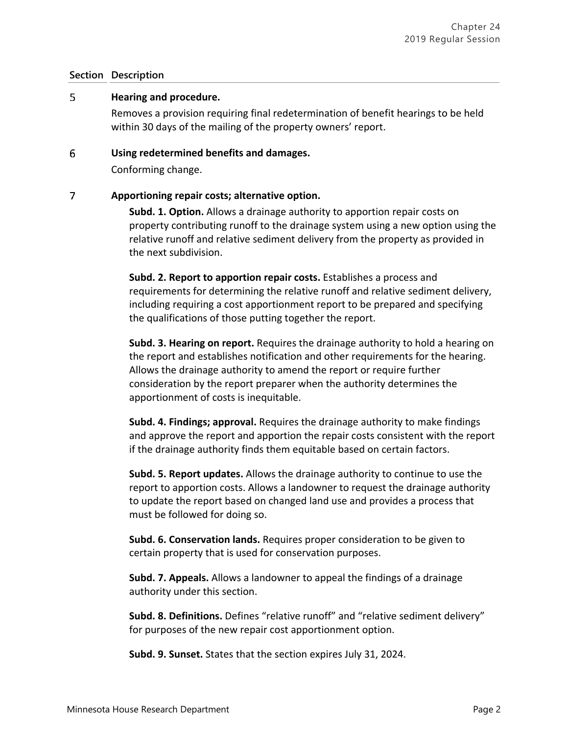| Section | Description |
|---|---|
| 5 | **Hearing and procedure.**<br>Removes a provision requiring final redetermination of benefit hearings to be held within 30 days of the mailing of the property owners' report. |
| 6 | **Using redetermined benefits and damages.**<br>Conforming change. |
| 7 | **Apportioning repair costs; alternative option.** |

**Subd. 1. Option.** Allows a drainage authority to apportion repair costs on property contributing runoff to the drainage system using a new option using the relative runoff and relative sediment delivery from the property as provided in the next subdivision.

**Subd. 2. Report to apportion repair costs.** Establishes a process and requirements for determining the relative runoff and relative sediment delivery, including requiring a cost apportionment report to be prepared and specifying the qualifications of those putting together the report.

**Subd. 3. Hearing on report.** Requires the drainage authority to hold a hearing on the report and establishes notification and other requirements for the hearing. Allows the drainage authority to amend the report or require further consideration by the report preparer when the authority determines the apportionment of costs is inequitable.

**Subd. 4. Findings; approval.** Requires the drainage authority to make findings and approve the report and apportion the repair costs consistent with the report if the drainage authority finds them equitable based on certain factors.

**Subd. 5. Report updates.** Allows the drainage authority to continue to use the report to apportion costs. Allows a landowner to request the drainage authority to update the report based on changed land use and provides a process that must be followed for doing so.

**Subd. 6. Conservation lands.** Requires proper consideration to be given to certain property that is used for conservation purposes.

**Subd. 7. Appeals.** Allows a landowner to appeal the findings of a drainage authority under this section.

**Subd. 8. Definitions.** Defines "relative runoff" and "relative sediment delivery" for purposes of the new repair cost apportionment option.

**Subd. 9. Sunset.** States that the section expires July 31, 2024.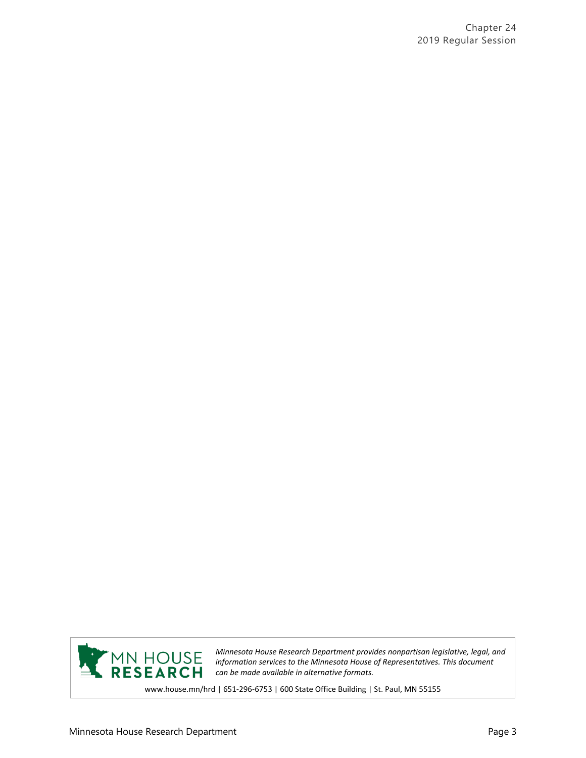Minnesota House Research Department provides nonpartisan legislative, legal, and information services to the Minnesota House of Representatives. This document can be made available in alternative formats.

www.house.mn/hrd | 651-296-6753 | 600 State Office Building | St. Paul, MN 55155